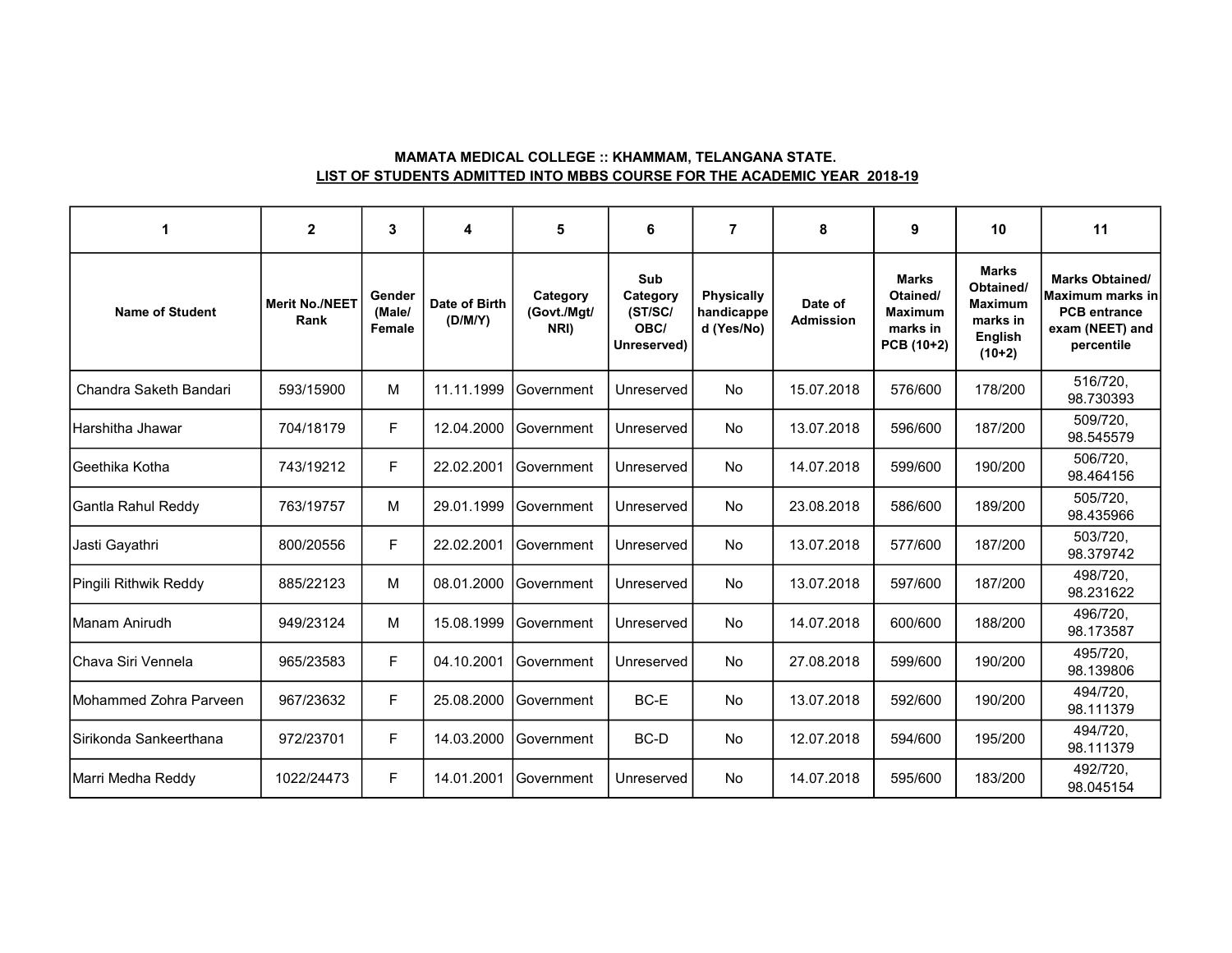**MAMATA MEDICAL COLLEGE :: KHAMMAM, TELANGANA STATE.**

**LIST OF STUDENTS ADMITTED INTO MBBS COURSE FOR THE ACADEMIC YEAR 2018-19**

| 1 | 2 | 3 | 4 | 5 | 6 | 7 | 8 | 9 | 10 | 11 |
|---|---|---|---|---|---|---|---|---|---|---|
| Name of Student | Merit No./NEET Rank | Gender (Male/ Female | Date of Birth (D/M/Y) | Category (Govt./Mgt/ NRI) | Sub Category (ST/SC/ OBC/ Unreserved) | Physically handicapped (Yes/No) | Date of Admission | Marks Otained/ Maximum marks in PCB (10+2) | Marks Obtained/ Maximum marks in English (10+2) | Marks Obtained/ Maximum marks in PCB entrance exam (NEET) and percentile |
| Chandra Saketh Bandari | 593/15900 | M | 11.11.1999 | Government | Unreserved | No | 15.07.2018 | 576/600 | 178/200 | 516/720, 98.730393 |
| Harshitha Jhawar | 704/18179 | F | 12.04.2000 | Government | Unreserved | No | 13.07.2018 | 596/600 | 187/200 | 509/720, 98.545579 |
| Geethika Kotha | 743/19212 | F | 22.02.2001 | Government | Unreserved | No | 14.07.2018 | 599/600 | 190/200 | 506/720, 98.464156 |
| Gantla Rahul Reddy | 763/19757 | M | 29.01.1999 | Government | Unreserved | No | 23.08.2018 | 586/600 | 189/200 | 505/720, 98.435966 |
| Jasti Gayathri | 800/20556 | F | 22.02.2001 | Government | Unreserved | No | 13.07.2018 | 577/600 | 187/200 | 503/720, 98.379742 |
| Pingili Rithwik Reddy | 885/22123 | M | 08.01.2000 | Government | Unreserved | No | 13.07.2018 | 597/600 | 187/200 | 498/720, 98.231622 |
| Manam Anirudh | 949/23124 | M | 15.08.1999 | Government | Unreserved | No | 14.07.2018 | 600/600 | 188/200 | 496/720, 98.173587 |
| Chava Siri Vennela | 965/23583 | F | 04.10.2001 | Government | Unreserved | No | 27.08.2018 | 599/600 | 190/200 | 495/720, 98.139806 |
| Mohammed Zohra Parveen | 967/23632 | F | 25.08.2000 | Government | BC-E | No | 13.07.2018 | 592/600 | 190/200 | 494/720, 98.111379 |
| Sirikonda Sankeerthana | 972/23701 | F | 14.03.2000 | Government | BC-D | No | 12.07.2018 | 594/600 | 195/200 | 494/720, 98.111379 |
| Marri Medha Reddy | 1022/24473 | F | 14.01.2001 | Government | Unreserved | No | 14.07.2018 | 595/600 | 183/200 | 492/720, 98.045154 |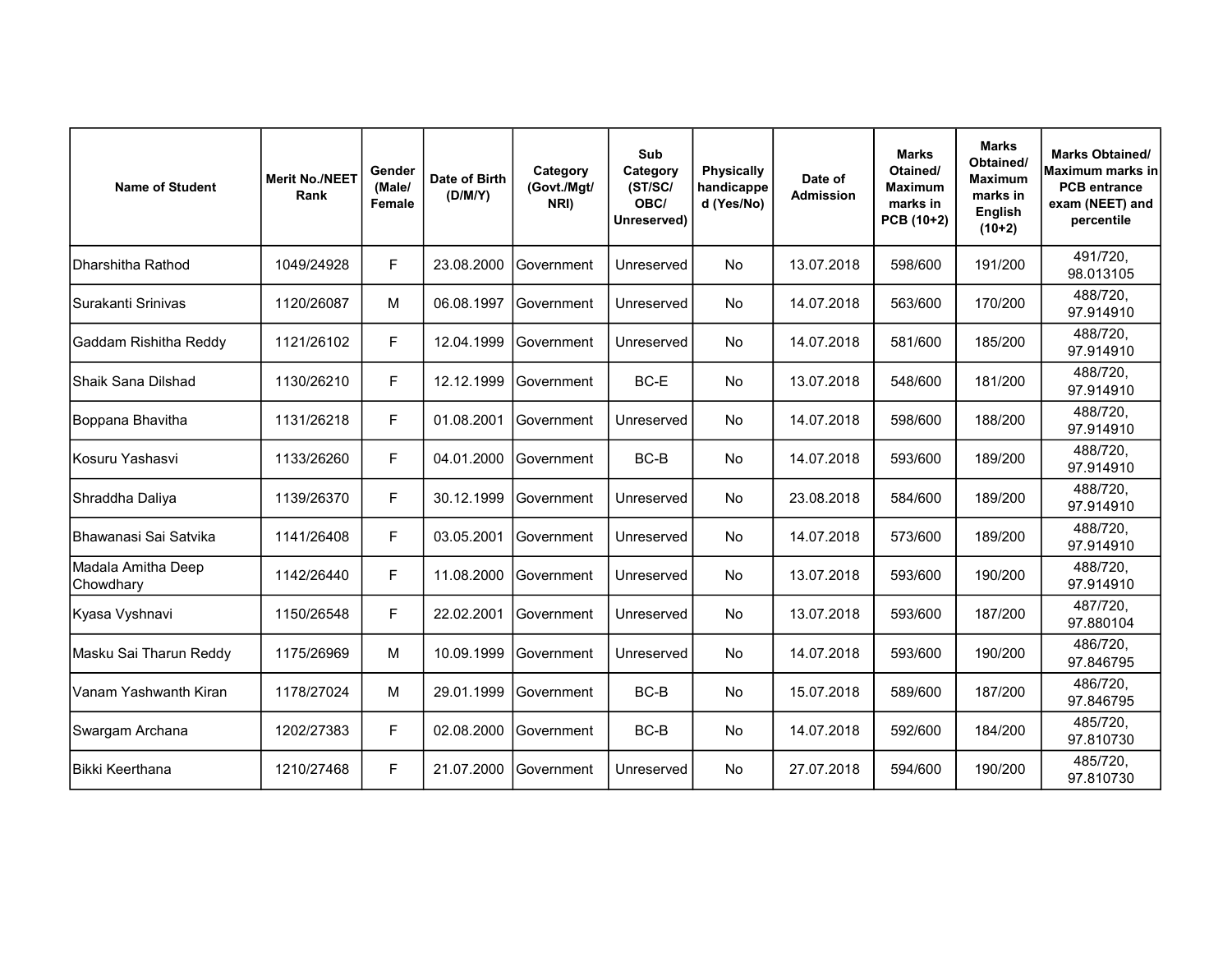| Name of Student | Merit No./NEET Rank | Gender (Male/ Female | Date of Birth (D/M/Y) | Category (Govt./Mgt/ NRI) | Sub Category (ST/SC/ OBC/ Unreserved) | Physically handicapped (Yes/No) | Date of Admission | Marks Otained/ Maximum marks in PCB (10+2) | Marks Obtained/ Maximum marks in English (10+2) | Marks Obtained/ Maximum marks in PCB entrance exam (NEET) and percentile |
|---|---|---|---|---|---|---|---|---|---|---|
| Dharshitha Rathod | 1049/24928 | F | 23.08.2000 | Government | Unreserved | No | 13.07.2018 | 598/600 | 191/200 | 491/720, 98.013105 |
| Surakanti Srinivas | 1120/26087 | M | 06.08.1997 | Government | Unreserved | No | 14.07.2018 | 563/600 | 170/200 | 488/720, 97.914910 |
| Gaddam Rishitha Reddy | 1121/26102 | F | 12.04.1999 | Government | Unreserved | No | 14.07.2018 | 581/600 | 185/200 | 488/720, 97.914910 |
| Shaik Sana Dilshad | 1130/26210 | F | 12.12.1999 | Government | BC-E | No | 13.07.2018 | 548/600 | 181/200 | 488/720, 97.914910 |
| Boppana Bhavitha | 1131/26218 | F | 01.08.2001 | Government | Unreserved | No | 14.07.2018 | 598/600 | 188/200 | 488/720, 97.914910 |
| Kosuru Yashasvi | 1133/26260 | F | 04.01.2000 | Government | BC-B | No | 14.07.2018 | 593/600 | 189/200 | 488/720, 97.914910 |
| Shraddha Daliya | 1139/26370 | F | 30.12.1999 | Government | Unreserved | No | 23.08.2018 | 584/600 | 189/200 | 488/720, 97.914910 |
| Bhawanasi Sai Satvika | 1141/26408 | F | 03.05.2001 | Government | Unreserved | No | 14.07.2018 | 573/600 | 189/200 | 488/720, 97.914910 |
| Madala Amitha Deep Chowdhary | 1142/26440 | F | 11.08.2000 | Government | Unreserved | No | 13.07.2018 | 593/600 | 190/200 | 488/720, 97.914910 |
| Kyasa Vyshnavi | 1150/26548 | F | 22.02.2001 | Government | Unreserved | No | 13.07.2018 | 593/600 | 187/200 | 487/720, 97.880104 |
| Masku Sai Tharun Reddy | 1175/26969 | M | 10.09.1999 | Government | Unreserved | No | 14.07.2018 | 593/600 | 190/200 | 486/720, 97.846795 |
| Vanam Yashwanth Kiran | 1178/27024 | M | 29.01.1999 | Government | BC-B | No | 15.07.2018 | 589/600 | 187/200 | 486/720, 97.846795 |
| Swargam Archana | 1202/27383 | F | 02.08.2000 | Government | BC-B | No | 14.07.2018 | 592/600 | 184/200 | 485/720, 97.810730 |
| Bikki Keerthana | 1210/27468 | F | 21.07.2000 | Government | Unreserved | No | 27.07.2018 | 594/600 | 190/200 | 485/720, 97.810730 |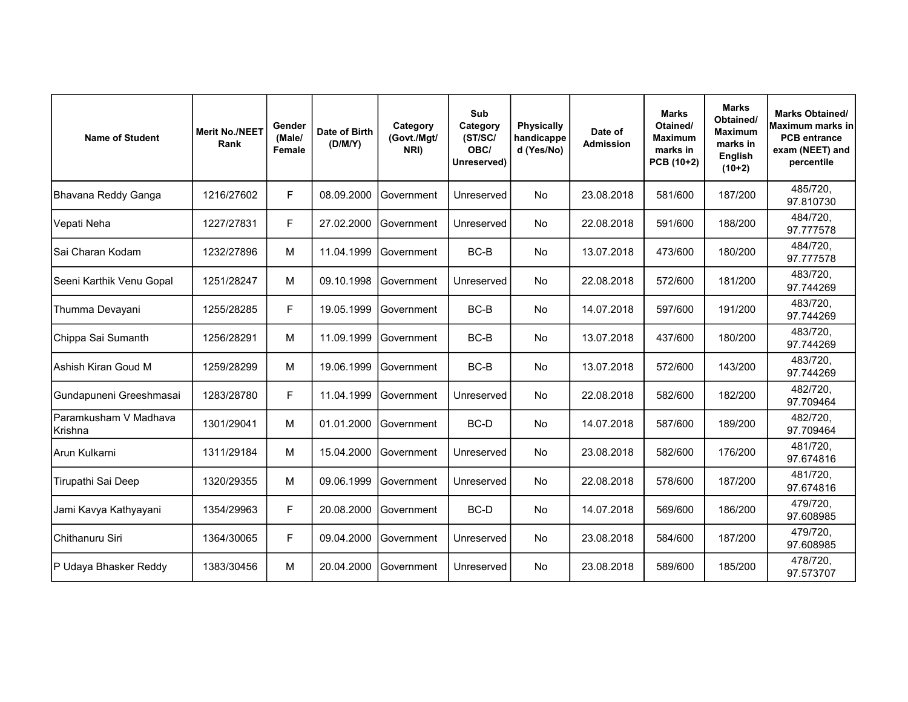| Name of Student | Merit No./NEET Rank | Gender (Male/ Female | Date of Birth (D/M/Y) | Category (Govt./Mgt/ NRI) | Sub Category (ST/SC/ OBC/ Unreserved) | Physically handicapped (Yes/No) | Date of Admission | Marks Otained/ Maximum marks in PCB (10+2) | Marks Obtained/ Maximum marks in English (10+2) | Marks Obtained/ Maximum marks in PCB entrance exam (NEET) and percentile |
|---|---|---|---|---|---|---|---|---|---|---|
| Bhavana Reddy Ganga | 1216/27602 | F | 08.09.2000 | Government | Unreserved | No | 23.08.2018 | 581/600 | 187/200 | 485/720, 97.810730 |
| Vepati Neha | 1227/27831 | F | 27.02.2000 | Government | Unreserved | No | 22.08.2018 | 591/600 | 188/200 | 484/720, 97.777578 |
| Sai Charan Kodam | 1232/27896 | M | 11.04.1999 | Government | BC-B | No | 13.07.2018 | 473/600 | 180/200 | 484/720, 97.777578 |
| Seeni Karthik Venu Gopal | 1251/28247 | M | 09.10.1998 | Government | Unreserved | No | 22.08.2018 | 572/600 | 181/200 | 483/720, 97.744269 |
| Thumma Devayani | 1255/28285 | F | 19.05.1999 | Government | BC-B | No | 14.07.2018 | 597/600 | 191/200 | 483/720, 97.744269 |
| Chippa Sai Sumanth | 1256/28291 | M | 11.09.1999 | Government | BC-B | No | 13.07.2018 | 437/600 | 180/200 | 483/720, 97.744269 |
| Ashish Kiran Goud M | 1259/28299 | M | 19.06.1999 | Government | BC-B | No | 13.07.2018 | 572/600 | 143/200 | 483/720, 97.744269 |
| Gundapuneni Greeshmasai | 1283/28780 | F | 11.04.1999 | Government | Unreserved | No | 22.08.2018 | 582/600 | 182/200 | 482/720, 97.709464 |
| Paramkusham V Madhava Krishna | 1301/29041 | M | 01.01.2000 | Government | BC-D | No | 14.07.2018 | 587/600 | 189/200 | 482/720, 97.709464 |
| Arun Kulkarni | 1311/29184 | M | 15.04.2000 | Government | Unreserved | No | 23.08.2018 | 582/600 | 176/200 | 481/720, 97.674816 |
| Tirupathi Sai Deep | 1320/29355 | M | 09.06.1999 | Government | Unreserved | No | 22.08.2018 | 578/600 | 187/200 | 481/720, 97.674816 |
| Jami Kavya Kathyayani | 1354/29963 | F | 20.08.2000 | Government | BC-D | No | 14.07.2018 | 569/600 | 186/200 | 479/720, 97.608985 |
| Chithanuru Siri | 1364/30065 | F | 09.04.2000 | Government | Unreserved | No | 23.08.2018 | 584/600 | 187/200 | 479/720, 97.608985 |
| P Udaya Bhasker Reddy | 1383/30456 | M | 20.04.2000 | Government | Unreserved | No | 23.08.2018 | 589/600 | 185/200 | 478/720, 97.573707 |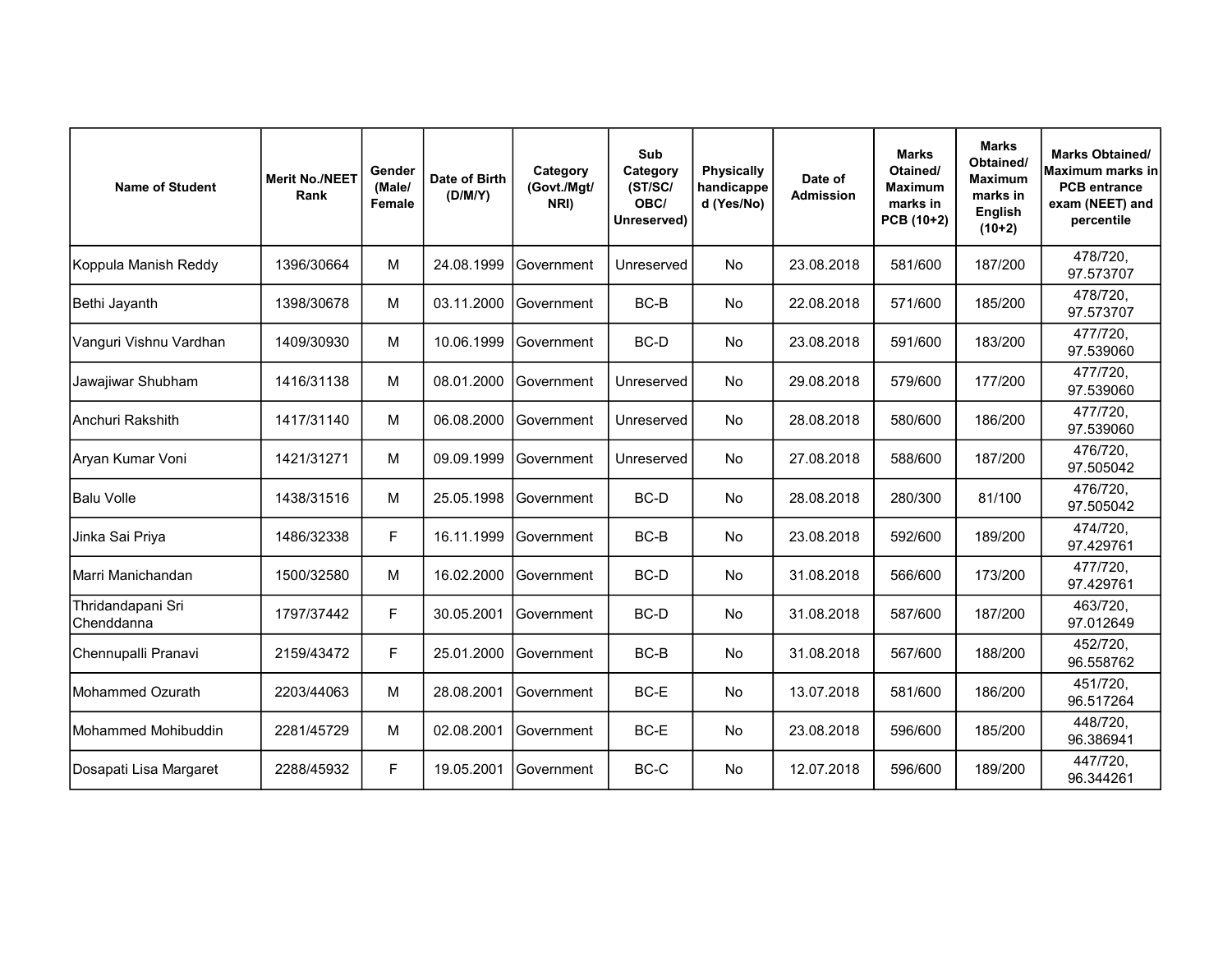| Name of Student | Merit No./NEET Rank | Gender (Male/ Female | Date of Birth (D/M/Y) | Category (Govt./Mgt/ NRI) | Sub Category (ST/SC/ OBC/ Unreserved) | Physically handicapped (Yes/No) | Date of Admission | Marks Otained/ Maximum marks in PCB (10+2) | Marks Obtained/ Maximum marks in English (10+2) | Marks Obtained/ Maximum marks in PCB entrance exam (NEET) and percentile |
|---|---|---|---|---|---|---|---|---|---|---|
| Koppula Manish Reddy | 1396/30664 | M | 24.08.1999 | Government | Unreserved | No | 23.08.2018 | 581/600 | 187/200 | 478/720, 97.573707 |
| Bethi Jayanth | 1398/30678 | M | 03.11.2000 | Government | BC-B | No | 22.08.2018 | 571/600 | 185/200 | 478/720, 97.573707 |
| Vanguri Vishnu Vardhan | 1409/30930 | M | 10.06.1999 | Government | BC-D | No | 23.08.2018 | 591/600 | 183/200 | 477/720, 97.539060 |
| Jawajiwar Shubham | 1416/31138 | M | 08.01.2000 | Government | Unreserved | No | 29.08.2018 | 579/600 | 177/200 | 477/720, 97.539060 |
| Anchuri Rakshith | 1417/31140 | M | 06.08.2000 | Government | Unreserved | No | 28.08.2018 | 580/600 | 186/200 | 477/720, 97.539060 |
| Aryan Kumar Voni | 1421/31271 | M | 09.09.1999 | Government | Unreserved | No | 27.08.2018 | 588/600 | 187/200 | 476/720, 97.505042 |
| Balu Volle | 1438/31516 | M | 25.05.1998 | Government | BC-D | No | 28.08.2018 | 280/300 | 81/100 | 476/720, 97.505042 |
| Jinka Sai Priya | 1486/32338 | F | 16.11.1999 | Government | BC-B | No | 23.08.2018 | 592/600 | 189/200 | 474/720, 97.429761 |
| Marri Manichandan | 1500/32580 | M | 16.02.2000 | Government | BC-D | No | 31.08.2018 | 566/600 | 173/200 | 477/720, 97.429761 |
| Thridandapani Sri Chenddanna | 1797/37442 | F | 30.05.2001 | Government | BC-D | No | 31.08.2018 | 587/600 | 187/200 | 463/720, 97.012649 |
| Chennupalli Pranavi | 2159/43472 | F | 25.01.2000 | Government | BC-B | No | 31.08.2018 | 567/600 | 188/200 | 452/720, 96.558762 |
| Mohammed Ozurath | 2203/44063 | M | 28.08.2001 | Government | BC-E | No | 13.07.2018 | 581/600 | 186/200 | 451/720, 96.517264 |
| Mohammed Mohibuddin | 2281/45729 | M | 02.08.2001 | Government | BC-E | No | 23.08.2018 | 596/600 | 185/200 | 448/720, 96.386941 |
| Dosapati Lisa Margaret | 2288/45932 | F | 19.05.2001 | Government | BC-C | No | 12.07.2018 | 596/600 | 189/200 | 447/720, 96.344261 |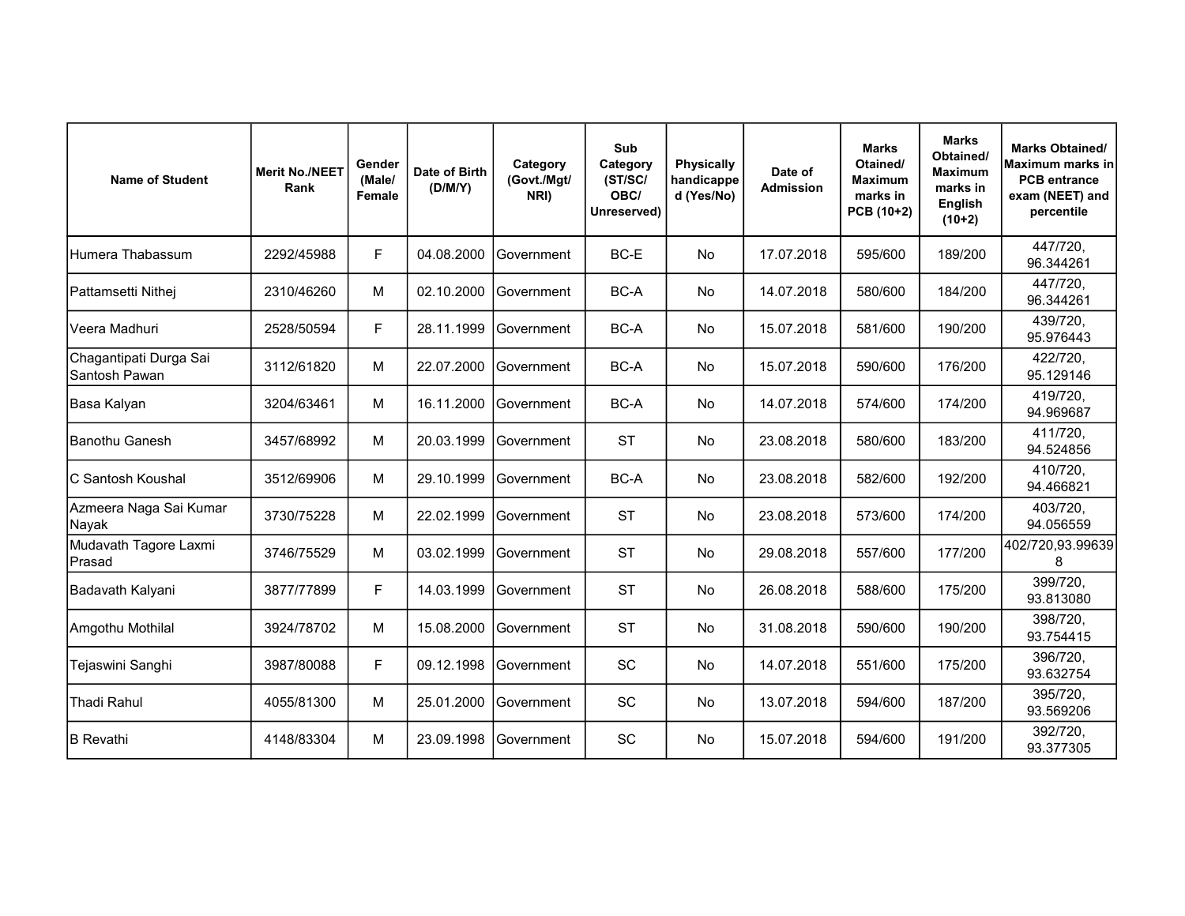| Name of Student | Merit No./NEET Rank | Gender (Male/ Female | Date of Birth (D/M/Y) | Category (Govt./Mgt/ NRI) | Sub Category (ST/SC/ OBC/ Unreserved) | Physically handicapped (Yes/No) | Date of Admission | Marks Otained/ Maximum marks in PCB (10+2) | Marks Obtained/ Maximum marks in English (10+2) | Marks Obtained/ Maximum marks in PCB entrance exam (NEET) and percentile |
|---|---|---|---|---|---|---|---|---|---|---|
| Humera Thabassum | 2292/45988 | F | 04.08.2000 | Government | BC-E | No | 17.07.2018 | 595/600 | 189/200 | 447/720, 96.344261 |
| Pattamsetti Nithej | 2310/46260 | M | 02.10.2000 | Government | BC-A | No | 14.07.2018 | 580/600 | 184/200 | 447/720, 96.344261 |
| Veera Madhuri | 2528/50594 | F | 28.11.1999 | Government | BC-A | No | 15.07.2018 | 581/600 | 190/200 | 439/720, 95.976443 |
| Chagantipati Durga Sai Santosh Pawan | 3112/61820 | M | 22.07.2000 | Government | BC-A | No | 15.07.2018 | 590/600 | 176/200 | 422/720, 95.129146 |
| Basa Kalyan | 3204/63461 | M | 16.11.2000 | Government | BC-A | No | 14.07.2018 | 574/600 | 174/200 | 419/720, 94.969687 |
| Banothu Ganesh | 3457/68992 | M | 20.03.1999 | Government | ST | No | 23.08.2018 | 580/600 | 183/200 | 411/720, 94.524856 |
| C Santosh Koushal | 3512/69906 | M | 29.10.1999 | Government | BC-A | No | 23.08.2018 | 582/600 | 192/200 | 410/720, 94.466821 |
| Azmeera Naga Sai Kumar Nayak | 3730/75228 | M | 22.02.1999 | Government | ST | No | 23.08.2018 | 573/600 | 174/200 | 403/720, 94.056559 |
| Mudavath Tagore Laxmi Prasad | 3746/75529 | M | 03.02.1999 | Government | ST | No | 29.08.2018 | 557/600 | 177/200 | 402/720,93.996398 |
| Badavath Kalyani | 3877/77899 | F | 14.03.1999 | Government | ST | No | 26.08.2018 | 588/600 | 175/200 | 399/720, 93.813080 |
| Amgothu Mothilal | 3924/78702 | M | 15.08.2000 | Government | ST | No | 31.08.2018 | 590/600 | 190/200 | 398/720, 93.754415 |
| Tejaswini Sanghi | 3987/80088 | F | 09.12.1998 | Government | SC | No | 14.07.2018 | 551/600 | 175/200 | 396/720, 93.632754 |
| Thadi Rahul | 4055/81300 | M | 25.01.2000 | Government | SC | No | 13.07.2018 | 594/600 | 187/200 | 395/720, 93.569206 |
| B Revathi | 4148/83304 | M | 23.09.1998 | Government | SC | No | 15.07.2018 | 594/600 | 191/200 | 392/720, 93.377305 |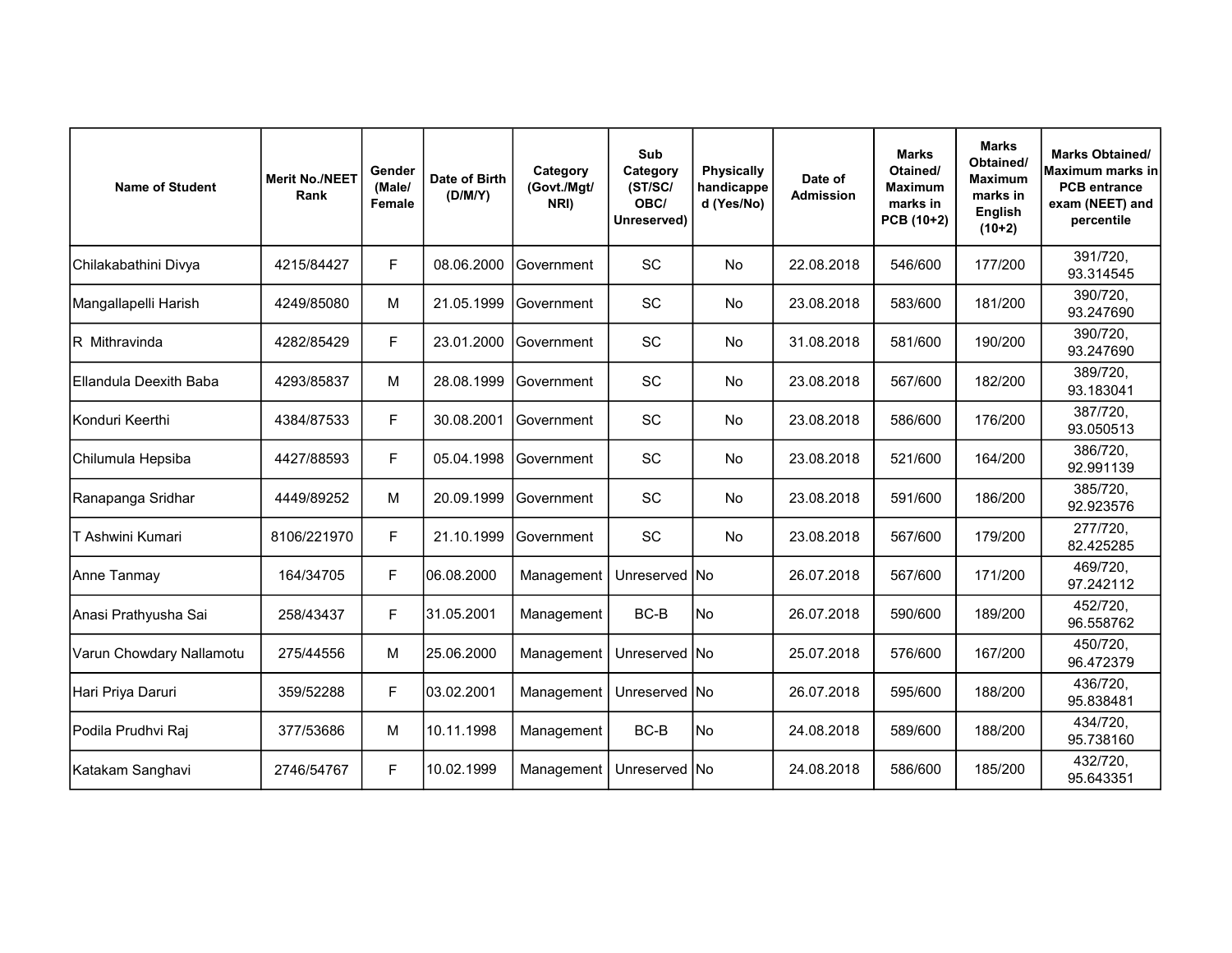| Name of Student | Merit No./NEET Rank | Gender (Male/ Female | Date of Birth (D/M/Y) | Category (Govt./Mgt/ NRI) | Sub Category (ST/SC/ OBC/ Unreserved) | Physically handicapped (Yes/No) | Date of Admission | Marks Otained/ Maximum marks in PCB (10+2) | Marks Obtained/ Maximum marks in English (10+2) | Marks Obtained/ Maximum marks in PCB entrance exam (NEET) and percentile |
|---|---|---|---|---|---|---|---|---|---|---|
| Chilakabathini Divya | 4215/84427 | F | 08.06.2000 | Government | SC | No | 22.08.2018 | 546/600 | 177/200 | 391/720, 93.314545 |
| Mangallapelli Harish | 4249/85080 | M | 21.05.1999 | Government | SC | No | 23.08.2018 | 583/600 | 181/200 | 390/720, 93.247690 |
| R Mithravinda | 4282/85429 | F | 23.01.2000 | Government | SC | No | 31.08.2018 | 581/600 | 190/200 | 390/720, 93.247690 |
| Ellandula Deexith Baba | 4293/85837 | M | 28.08.1999 | Government | SC | No | 23.08.2018 | 567/600 | 182/200 | 389/720, 93.183041 |
| Konduri Keerthi | 4384/87533 | F | 30.08.2001 | Government | SC | No | 23.08.2018 | 586/600 | 176/200 | 387/720, 93.050513 |
| Chilumula Hepsiba | 4427/88593 | F | 05.04.1998 | Government | SC | No | 23.08.2018 | 521/600 | 164/200 | 386/720, 92.991139 |
| Ranapanga Sridhar | 4449/89252 | M | 20.09.1999 | Government | SC | No | 23.08.2018 | 591/600 | 186/200 | 385/720, 92.923576 |
| T Ashwini Kumari | 8106/221970 | F | 21.10.1999 | Government | SC | No | 23.08.2018 | 567/600 | 179/200 | 277/720, 82.425285 |
| Anne Tanmay | 164/34705 | F | 06.08.2000 | Management | Unreserved | No | 26.07.2018 | 567/600 | 171/200 | 469/720, 97.242112 |
| Anasi Prathyusha Sai | 258/43437 | F | 31.05.2001 | Management | BC-B | No | 26.07.2018 | 590/600 | 189/200 | 452/720, 96.558762 |
| Varun Chowdary Nallamotu | 275/44556 | M | 25.06.2000 | Management | Unreserved | No | 25.07.2018 | 576/600 | 167/200 | 450/720, 96.472379 |
| Hari Priya Daruri | 359/52288 | F | 03.02.2001 | Management | Unreserved | No | 26.07.2018 | 595/600 | 188/200 | 436/720, 95.838481 |
| Podila Prudhvi Raj | 377/53686 | M | 10.11.1998 | Management | BC-B | No | 24.08.2018 | 589/600 | 188/200 | 434/720, 95.738160 |
| Katakam Sanghavi | 2746/54767 | F | 10.02.1999 | Management | Unreserved | No | 24.08.2018 | 586/600 | 185/200 | 432/720, 95.643351 |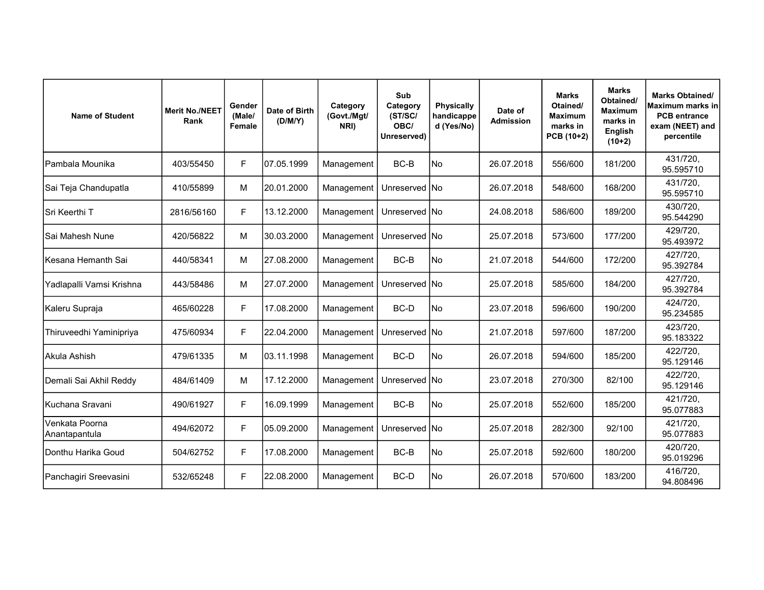| Name of Student | Merit No./NEET Rank | Gender (Male/ Female | Date of Birth (D/M/Y) | Category (Govt./Mgt/ NRI) | Sub Category (ST/SC/ OBC/ Unreserved) | Physically handicapped (Yes/No) | Date of Admission | Marks Otained/ Maximum marks in PCB (10+2) | Marks Obtained/ Maximum marks in English (10+2) | Marks Obtained/ Maximum marks in PCB entrance exam (NEET) and percentile |
|---|---|---|---|---|---|---|---|---|---|---|
| Pambala Mounika | 403/55450 | F | 07.05.1999 | Management | BC-B | No | 26.07.2018 | 556/600 | 181/200 | 431/720, 95.595710 |
| Sai Teja Chandupatla | 410/55899 | M | 20.01.2000 | Management | Unreserved | No | 26.07.2018 | 548/600 | 168/200 | 431/720, 95.595710 |
| Sri Keerthi T | 2816/56160 | F | 13.12.2000 | Management | Unreserved | No | 24.08.2018 | 586/600 | 189/200 | 430/720, 95.544290 |
| Sai Mahesh Nune | 420/56822 | M | 30.03.2000 | Management | Unreserved | No | 25.07.2018 | 573/600 | 177/200 | 429/720, 95.493972 |
| Kesana Hemanth Sai | 440/58341 | M | 27.08.2000 | Management | BC-B | No | 21.07.2018 | 544/600 | 172/200 | 427/720, 95.392784 |
| Yadlapalli Vamsi Krishna | 443/58486 | M | 27.07.2000 | Management | Unreserved | No | 25.07.2018 | 585/600 | 184/200 | 427/720, 95.392784 |
| Kaleru Supraja | 465/60228 | F | 17.08.2000 | Management | BC-D | No | 23.07.2018 | 596/600 | 190/200 | 424/720, 95.234585 |
| Thiruveedhi Yaminipriya | 475/60934 | F | 22.04.2000 | Management | Unreserved | No | 21.07.2018 | 597/600 | 187/200 | 423/720, 95.183322 |
| Akula Ashish | 479/61335 | M | 03.11.1998 | Management | BC-D | No | 26.07.2018 | 594/600 | 185/200 | 422/720, 95.129146 |
| Demali Sai Akhil Reddy | 484/61409 | M | 17.12.2000 | Management | Unreserved | No | 23.07.2018 | 270/300 | 82/100 | 422/720, 95.129146 |
| Kuchana Sravani | 490/61927 | F | 16.09.1999 | Management | BC-B | No | 25.07.2018 | 552/600 | 185/200 | 421/720, 95.077883 |
| Venkata Poorna Anantapantula | 494/62072 | F | 05.09.2000 | Management | Unreserved | No | 25.07.2018 | 282/300 | 92/100 | 421/720, 95.077883 |
| Donthu Harika Goud | 504/62752 | F | 17.08.2000 | Management | BC-B | No | 25.07.2018 | 592/600 | 180/200 | 420/720, 95.019296 |
| Panchagiri Sreevasini | 532/65248 | F | 22.08.2000 | Management | BC-D | No | 26.07.2018 | 570/600 | 183/200 | 416/720, 94.808496 |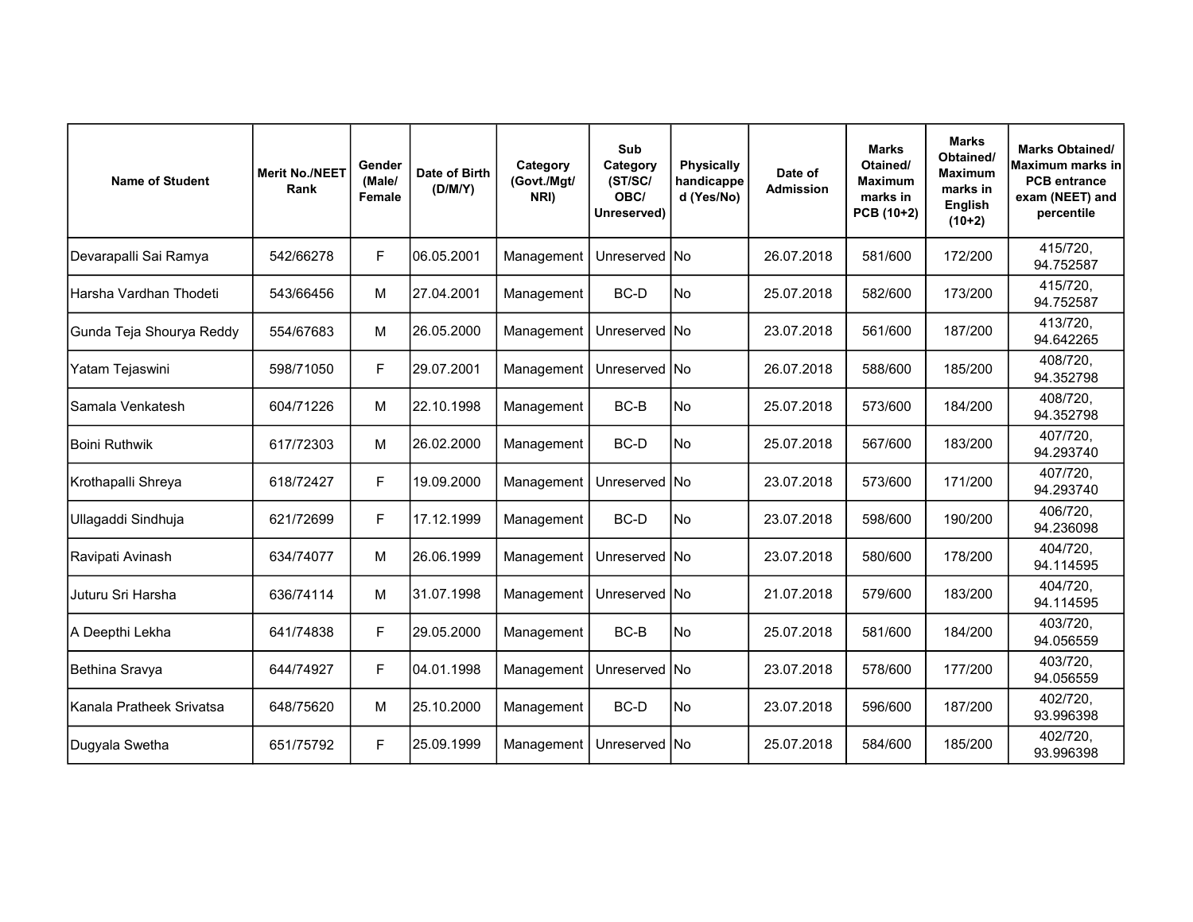| Name of Student | Merit No./NEET Rank | Gender (Male/ Female | Date of Birth (D/M/Y) | Category (Govt./Mgt/ NRI) | Sub Category (ST/SC/ OBC/ Unreserved) | Physically handicapped (Yes/No) | Date of Admission | Marks Otained/ Maximum marks in PCB (10+2) | Marks Obtained/ Maximum marks in English (10+2) | Marks Obtained/ Maximum marks in PCB entrance exam (NEET) and percentile |
|---|---|---|---|---|---|---|---|---|---|---|
| Devarapalli Sai Ramya | 542/66278 | F | 06.05.2001 | Management | Unreserved | No | 26.07.2018 | 581/600 | 172/200 | 415/720, 94.752587 |
| Harsha Vardhan Thodeti | 543/66456 | M | 27.04.2001 | Management | BC-D | No | 25.07.2018 | 582/600 | 173/200 | 415/720, 94.752587 |
| Gunda Teja Shourya Reddy | 554/67683 | M | 26.05.2000 | Management | Unreserved | No | 23.07.2018 | 561/600 | 187/200 | 413/720, 94.642265 |
| Yatam Tejaswini | 598/71050 | F | 29.07.2001 | Management | Unreserved | No | 26.07.2018 | 588/600 | 185/200 | 408/720, 94.352798 |
| Samala Venkatesh | 604/71226 | M | 22.10.1998 | Management | BC-B | No | 25.07.2018 | 573/600 | 184/200 | 408/720, 94.352798 |
| Boini Ruthwik | 617/72303 | M | 26.02.2000 | Management | BC-D | No | 25.07.2018 | 567/600 | 183/200 | 407/720, 94.293740 |
| Krothapalli Shreya | 618/72427 | F | 19.09.2000 | Management | Unreserved | No | 23.07.2018 | 573/600 | 171/200 | 407/720, 94.293740 |
| Ullagaddi Sindhuja | 621/72699 | F | 17.12.1999 | Management | BC-D | No | 23.07.2018 | 598/600 | 190/200 | 406/720, 94.236098 |
| Ravipati Avinash | 634/74077 | M | 26.06.1999 | Management | Unreserved | No | 23.07.2018 | 580/600 | 178/200 | 404/720, 94.114595 |
| Juturu Sri Harsha | 636/74114 | M | 31.07.1998 | Management | Unreserved | No | 21.07.2018 | 579/600 | 183/200 | 404/720, 94.114595 |
| A Deepthi Lekha | 641/74838 | F | 29.05.2000 | Management | BC-B | No | 25.07.2018 | 581/600 | 184/200 | 403/720, 94.056559 |
| Bethina Sravya | 644/74927 | F | 04.01.1998 | Management | Unreserved | No | 23.07.2018 | 578/600 | 177/200 | 403/720, 94.056559 |
| Kanala Pratheek Srivatsa | 648/75620 | M | 25.10.2000 | Management | BC-D | No | 23.07.2018 | 596/600 | 187/200 | 402/720, 93.996398 |
| Dugyala Swetha | 651/75792 | F | 25.09.1999 | Management | Unreserved | No | 25.07.2018 | 584/600 | 185/200 | 402/720, 93.996398 |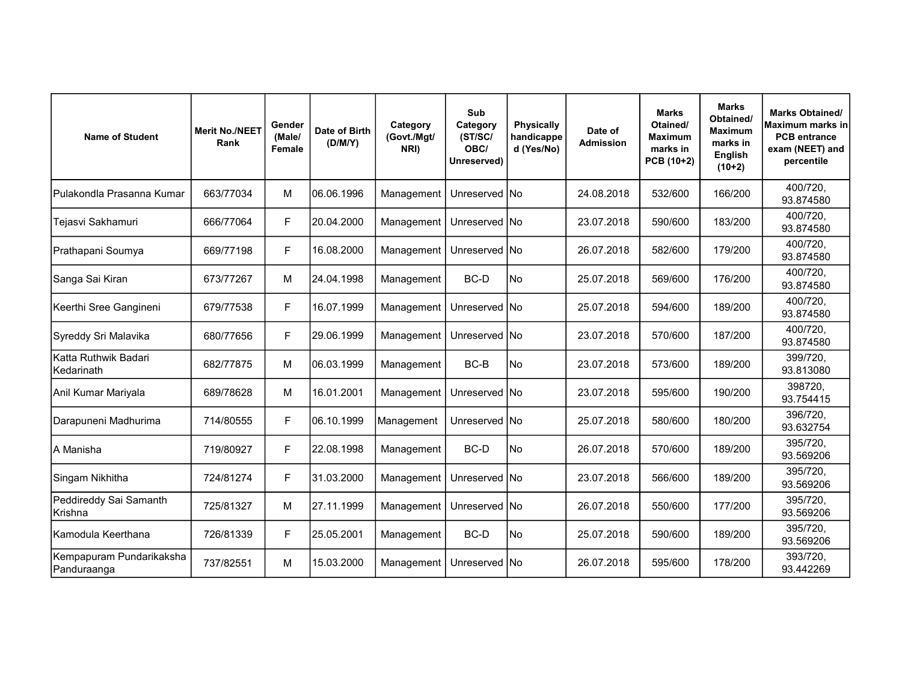| Name of Student | Merit No./NEET Rank | Gender (Male/ Female | Date of Birth (D/M/Y) | Category (Govt./Mgt/ NRI) | Sub Category (ST/SC/ OBC/ Unreserved) | Physically handicapped (Yes/No) | Date of Admission | Marks Otained/ Maximum marks in PCB (10+2) | Marks Obtained/ Maximum marks in English (10+2) | Marks Obtained/ Maximum marks in PCB entrance exam (NEET) and percentile |
|---|---|---|---|---|---|---|---|---|---|---|
| Pulakondla Prasanna Kumar | 663/77034 | M | 06.06.1996 | Management | Unreserved | No | 24.08.2018 | 532/600 | 166/200 | 400/720, 93.874580 |
| Tejasvi Sakhamuri | 666/77064 | F | 20.04.2000 | Management | Unreserved | No | 23.07.2018 | 590/600 | 183/200 | 400/720, 93.874580 |
| Prathapani Soumya | 669/77198 | F | 16.08.2000 | Management | Unreserved | No | 26.07.2018 | 582/600 | 179/200 | 400/720, 93.874580 |
| Sanga Sai Kiran | 673/77267 | M | 24.04.1998 | Management | BC-D | No | 25.07.2018 | 569/600 | 176/200 | 400/720, 93.874580 |
| Keerthi Sree Gangineni | 679/77538 | F | 16.07.1999 | Management | Unreserved | No | 25.07.2018 | 594/600 | 189/200 | 400/720, 93.874580 |
| Syreddy Sri Malavika | 680/77656 | F | 29.06.1999 | Management | Unreserved | No | 23.07.2018 | 570/600 | 187/200 | 400/720, 93.874580 |
| Katta Ruthwik Badari Kedarinath | 682/77875 | M | 06.03.1999 | Management | BC-B | No | 23.07.2018 | 573/600 | 189/200 | 399/720, 93.813080 |
| Anil Kumar Mariyala | 689/78628 | M | 16.01.2001 | Management | Unreserved | No | 23.07.2018 | 595/600 | 190/200 | 398720, 93.754415 |
| Darapuneni Madhurima | 714/80555 | F | 06.10.1999 | Management | Unreserved | No | 25.07.2018 | 580/600 | 180/200 | 396/720, 93.632754 |
| A Manisha | 719/80927 | F | 22.08.1998 | Management | BC-D | No | 26.07.2018 | 570/600 | 189/200 | 395/720, 93.569206 |
| Singam Nikhitha | 724/81274 | F | 31.03.2000 | Management | Unreserved | No | 23.07.2018 | 566/600 | 189/200 | 395/720, 93.569206 |
| Peddireddy Sai Samanth Krishna | 725/81327 | M | 27.11.1999 | Management | Unreserved | No | 26.07.2018 | 550/600 | 177/200 | 395/720, 93.569206 |
| Kamodula Keerthana | 726/81339 | F | 25.05.2001 | Management | BC-D | No | 25.07.2018 | 590/600 | 189/200 | 395/720, 93.569206 |
| Kempapuram Pundarikaksha Panduraanga | 737/82551 | M | 15.03.2000 | Management | Unreserved | No | 26.07.2018 | 595/600 | 178/200 | 393/720, 93.442269 |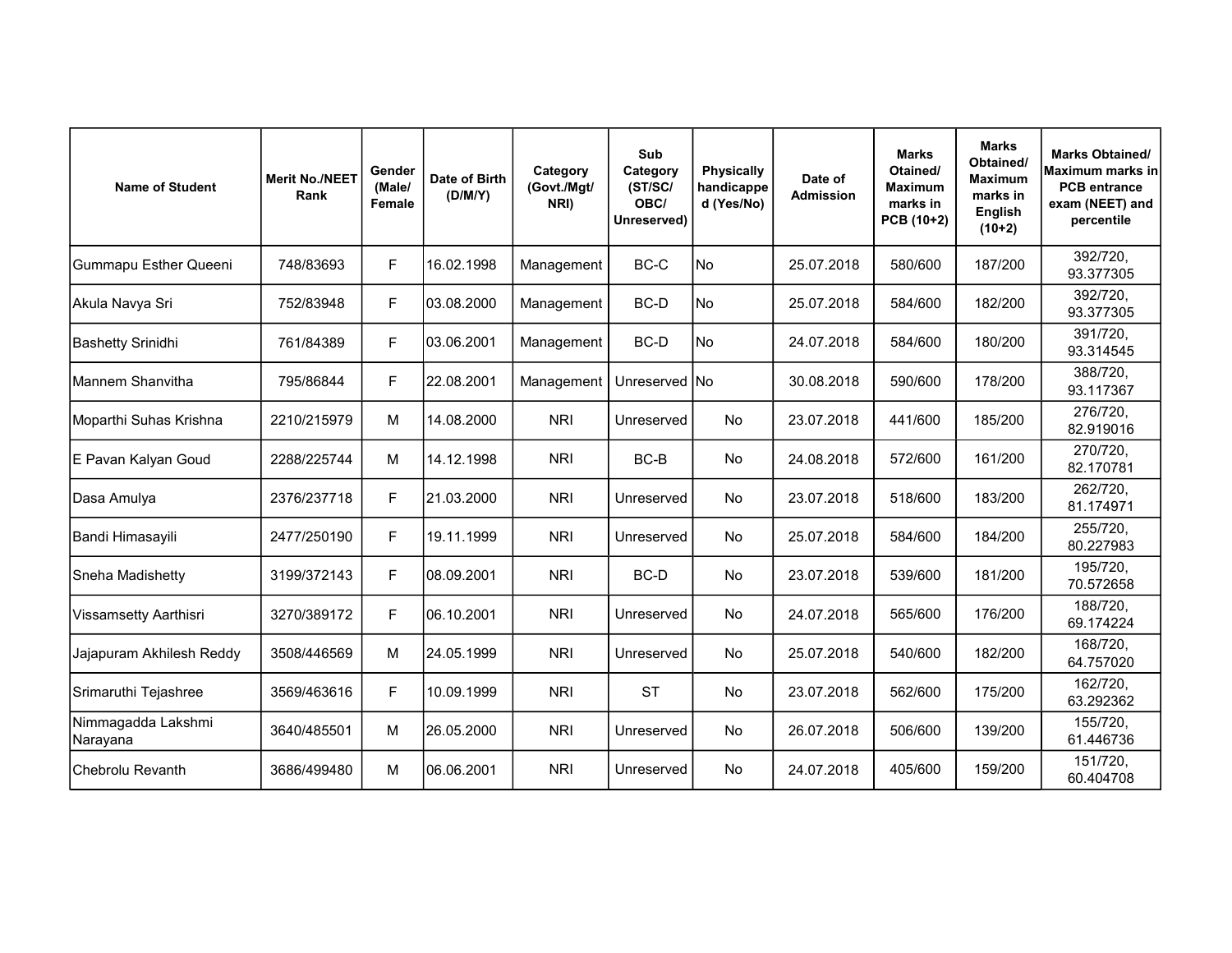| Name of Student | Merit No./NEET Rank | Gender (Male/ Female | Date of Birth (D/M/Y) | Category (Govt./Mgt/ NRI) | Sub Category (ST/SC/ OBC/ Unreserved) | Physically handicapped (Yes/No) | Date of Admission | Marks Otained/ Maximum marks in PCB (10+2) | Marks Obtained/ Maximum marks in English (10+2) | Marks Obtained/ Maximum marks in PCB entrance exam (NEET) and percentile |
|---|---|---|---|---|---|---|---|---|---|---|
| Gummapu Esther Queeni | 748/83693 | F | 16.02.1998 | Management | BC-C | No | 25.07.2018 | 580/600 | 187/200 | 392/720, 93.377305 |
| Akula Navya Sri | 752/83948 | F | 03.08.2000 | Management | BC-D | No | 25.07.2018 | 584/600 | 182/200 | 392/720, 93.377305 |
| Bashetty Srinidhi | 761/84389 | F | 03.06.2001 | Management | BC-D | No | 24.07.2018 | 584/600 | 180/200 | 391/720, 93.314545 |
| Mannem Shanvitha | 795/86844 | F | 22.08.2001 | Management | Unreserved | No | 30.08.2018 | 590/600 | 178/200 | 388/720, 93.117367 |
| Moparthi Suhas Krishna | 2210/215979 | M | 14.08.2000 | NRI | Unreserved | No | 23.07.2018 | 441/600 | 185/200 | 276/720, 82.919016 |
| E Pavan Kalyan Goud | 2288/225744 | M | 14.12.1998 | NRI | BC-B | No | 24.08.2018 | 572/600 | 161/200 | 270/720, 82.170781 |
| Dasa Amulya | 2376/237718 | F | 21.03.2000 | NRI | Unreserved | No | 23.07.2018 | 518/600 | 183/200 | 262/720, 81.174971 |
| Bandi Himasayili | 2477/250190 | F | 19.11.1999 | NRI | Unreserved | No | 25.07.2018 | 584/600 | 184/200 | 255/720, 80.227983 |
| Sneha Madishetty | 3199/372143 | F | 08.09.2001 | NRI | BC-D | No | 23.07.2018 | 539/600 | 181/200 | 195/720, 70.572658 |
| Vissamsetty Aarthisri | 3270/389172 | F | 06.10.2001 | NRI | Unreserved | No | 24.07.2018 | 565/600 | 176/200 | 188/720, 69.174224 |
| Jajapuram Akhilesh Reddy | 3508/446569 | M | 24.05.1999 | NRI | Unreserved | No | 25.07.2018 | 540/600 | 182/200 | 168/720, 64.757020 |
| Srimaruthi Tejashree | 3569/463616 | F | 10.09.1999 | NRI | ST | No | 23.07.2018 | 562/600 | 175/200 | 162/720, 63.292362 |
| Nimmagadda Lakshmi Narayana | 3640/485501 | M | 26.05.2000 | NRI | Unreserved | No | 26.07.2018 | 506/600 | 139/200 | 155/720, 61.446736 |
| Chebrolu Revanth | 3686/499480 | M | 06.06.2001 | NRI | Unreserved | No | 24.07.2018 | 405/600 | 159/200 | 151/720, 60.404708 |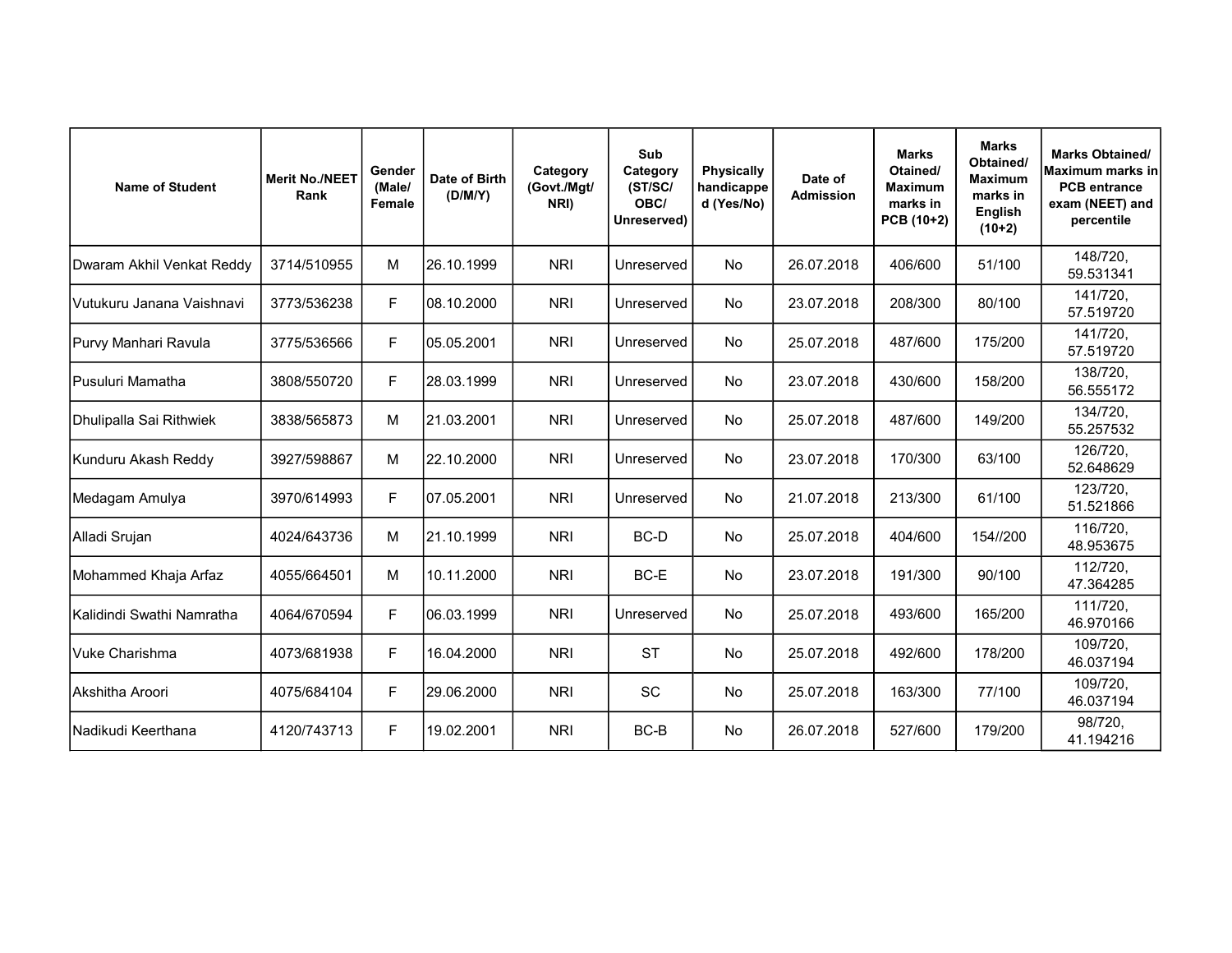| Name of Student | Merit No./NEET Rank | Gender (Male/ Female | Date of Birth (D/M/Y) | Category (Govt./Mgt/ NRI) | Sub Category (ST/SC/ OBC/ Unreserved) | Physically handicapped (Yes/No) | Date of Admission | Marks Otained/ Maximum marks in PCB (10+2) | Marks Obtained/ Maximum marks in English (10+2) | Marks Obtained/ Maximum marks in PCB entrance exam (NEET) and percentile |
|---|---|---|---|---|---|---|---|---|---|---|
| Dwaram Akhil Venkat Reddy | 3714/510955 | M | 26.10.1999 | NRI | Unreserved | No | 26.07.2018 | 406/600 | 51/100 | 148/720, 59.531341 |
| Vutukuru Janana Vaishnavi | 3773/536238 | F | 08.10.2000 | NRI | Unreserved | No | 23.07.2018 | 208/300 | 80/100 | 141/720, 57.519720 |
| Purvy Manhari Ravula | 3775/536566 | F | 05.05.2001 | NRI | Unreserved | No | 25.07.2018 | 487/600 | 175/200 | 141/720, 57.519720 |
| Pusuluri Mamatha | 3808/550720 | F | 28.03.1999 | NRI | Unreserved | No | 23.07.2018 | 430/600 | 158/200 | 138/720, 56.555172 |
| Dhulipalla Sai Rithwiek | 3838/565873 | M | 21.03.2001 | NRI | Unreserved | No | 25.07.2018 | 487/600 | 149/200 | 134/720, 55.257532 |
| Kunduru Akash Reddy | 3927/598867 | M | 22.10.2000 | NRI | Unreserved | No | 23.07.2018 | 170/300 | 63/100 | 126/720, 52.648629 |
| Medagam Amulya | 3970/614993 | F | 07.05.2001 | NRI | Unreserved | No | 21.07.2018 | 213/300 | 61/100 | 123/720, 51.521866 |
| Alladi Srujan | 4024/643736 | M | 21.10.1999 | NRI | BC-D | No | 25.07.2018 | 404/600 | 154//200 | 116/720, 48.953675 |
| Mohammed Khaja Arfaz | 4055/664501 | M | 10.11.2000 | NRI | BC-E | No | 23.07.2018 | 191/300 | 90/100 | 112/720, 47.364285 |
| Kalidindi Swathi Namratha | 4064/670594 | F | 06.03.1999 | NRI | Unreserved | No | 25.07.2018 | 493/600 | 165/200 | 111/720, 46.970166 |
| Vuke Charishma | 4073/681938 | F | 16.04.2000 | NRI | ST | No | 25.07.2018 | 492/600 | 178/200 | 109/720, 46.037194 |
| Akshitha Aroori | 4075/684104 | F | 29.06.2000 | NRI | SC | No | 25.07.2018 | 163/300 | 77/100 | 109/720, 46.037194 |
| Nadikudi Keerthana | 4120/743713 | F | 19.02.2001 | NRI | BC-B | No | 26.07.2018 | 527/600 | 179/200 | 98/720, 41.194216 |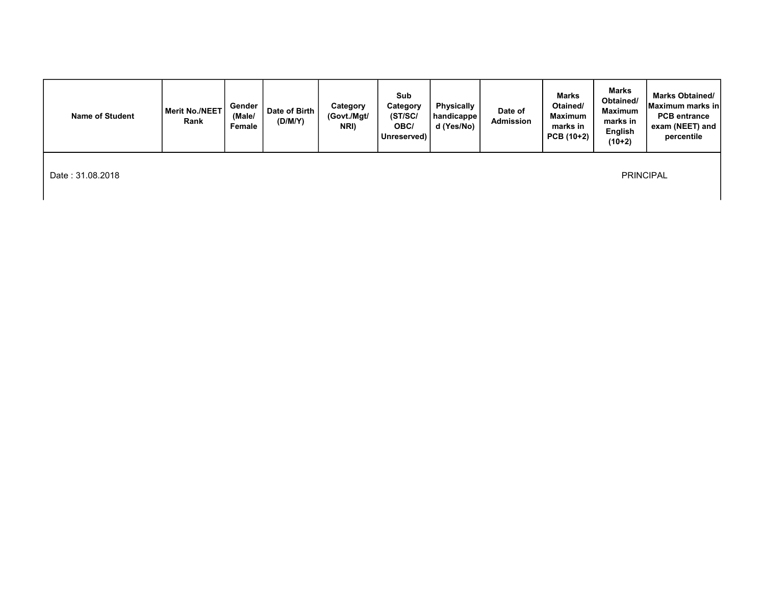| Name of Student | Merit No./NEET Rank | Gender (Male/ Female | Date of Birth (D/M/Y) | Category (Govt./Mgt/ NRI) | Sub Category (ST/SC/ OBC/ Unreserved) | Physically handicapped (Yes/No) | Date of Admission | Marks Otained/ Maximum marks in PCB (10+2) | Marks Obtained/ Maximum marks in English (10+2) | Marks Obtained/ Maximum marks in PCB entrance exam (NEET) and percentile |
|---|---|---|---|---|---|---|---|---|---|---|

Date : 31.08.2018

PRINCIPAL